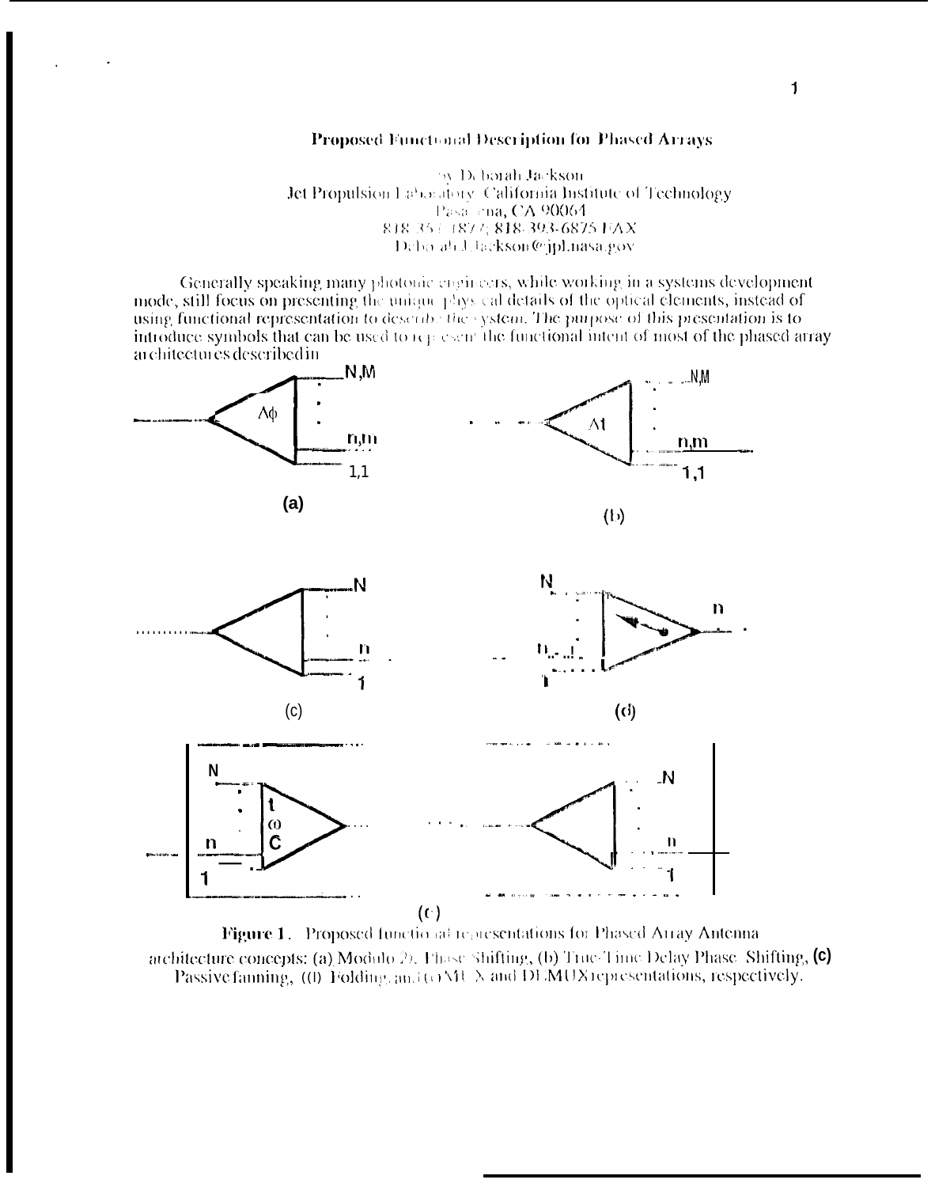# Proposed Functional Description for Phased Arrays

by Deborah Jackson
Jet Propulsion Laboratory California Institute of Technology
Pasadena, CA 90064
818-354-1877; 818-393-6875 FAX
Deborah.J.Jackson@jpl.nasa.gov

Generally speaking many photonic engineers, while working in a systems development mode, still focus on presenting the unique physical details of the optical elements, instead of using functional representation to describe the system. The purpose of this presentation is to introduce symbols that can be used to represent the functional intent of most of the phased array architectures described in

**Figure 1.** Proposed functional representations for Phased Array Antenna architecture concepts: (a) Modulo $2\pi$ Phase Shifting, (b) True-Time Delay Phase Shifting, (c) Passive fanning, (d) Folding, and (e) MUX and DEMUX representations, respectively.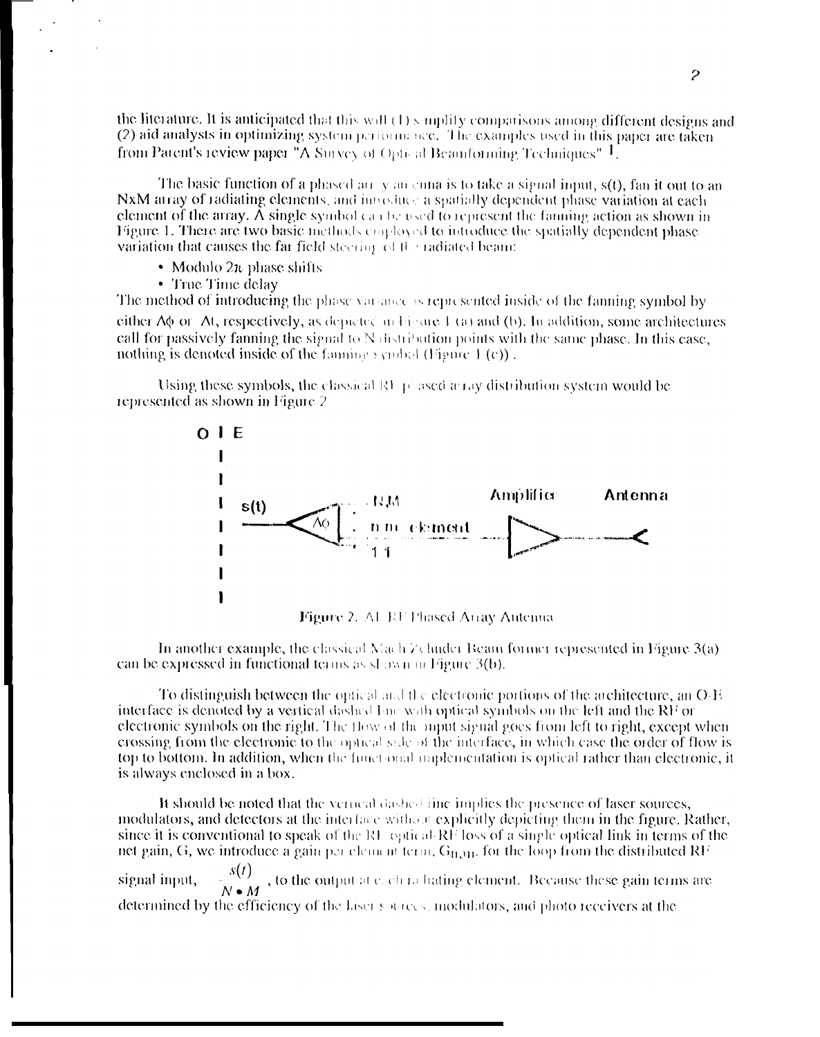the literature. It is anticipated that this will (1) simplify comparisons among different designs and (2) aid analysts in optimizing system performance. The examples used in this paper are taken from Parent's review paper "A Survey of Optical Beamforming Techniques" [1].

The basic function of a phased array antenna is to take a signal input, s(t), fan it out to an NxM array of radiating elements, and introduce a spatially dependent phase variation at each element of the array. A single symbol can be used to represent the fanning action as shown in Figure 1. There are two basic methods employed to introduce the spatially dependent phase variation that causes the far field steering of the radiated beam:

- Modulo $2\pi$ phase shifts
- True Time delay

The method of introducing the phase variance is represented inside of the fanning symbol by either $\Delta\phi$ or $\Delta t$, respectively, as depicted in Figure 1 (a) and (b). In addition, some architectures call for passively fanning the signal to N distribution points with the same phase. In this case, nothing is denoted inside of the fanning symbol (Figure 1 (c)).

Using these symbols, the classical RF phased array distribution system would be represented as shown in Figure 2

O | E

s(t) — $\Delta\phi$ — N,M … n,m element … 1,1 — Amplifier — Antenna

Figure 2. All RF Phased Array Antenna

In another example, the classical Mach Zehnder Beam former represented in Figure 3(a) can be expressed in functional terms as shown in Figure 3(b).

To distinguish between the optical and the electronic portions of the architecture, an O-E interface is denoted by a vertical dashed line with optical symbols on the left and the RF or electronic symbols on the right. The flow of the input signal goes from left to right, except when crossing from the electronic to the optical side of the interface, in which case the order of flow is top to bottom. In addition, when the functional implementation is optical rather than electronic, it is always enclosed in a box.

It should be noted that the vertical dashed line implies the presence of laser sources, modulators, and detectors at the interface without explicitly depicting them in the figure. Rather, since it is conventional to speak of the RF-optical-RF loss of a single optical link in terms of the net gain, G, we introduce a gain per element term, $G_{n,m}$, for the loop from the distributed RF signal input, $\frac{s(t)}{N \bullet M}$, to the output at each radiating element. Because these gain terms are determined by the efficiency of the laser sources, modulators, and photo receivers at the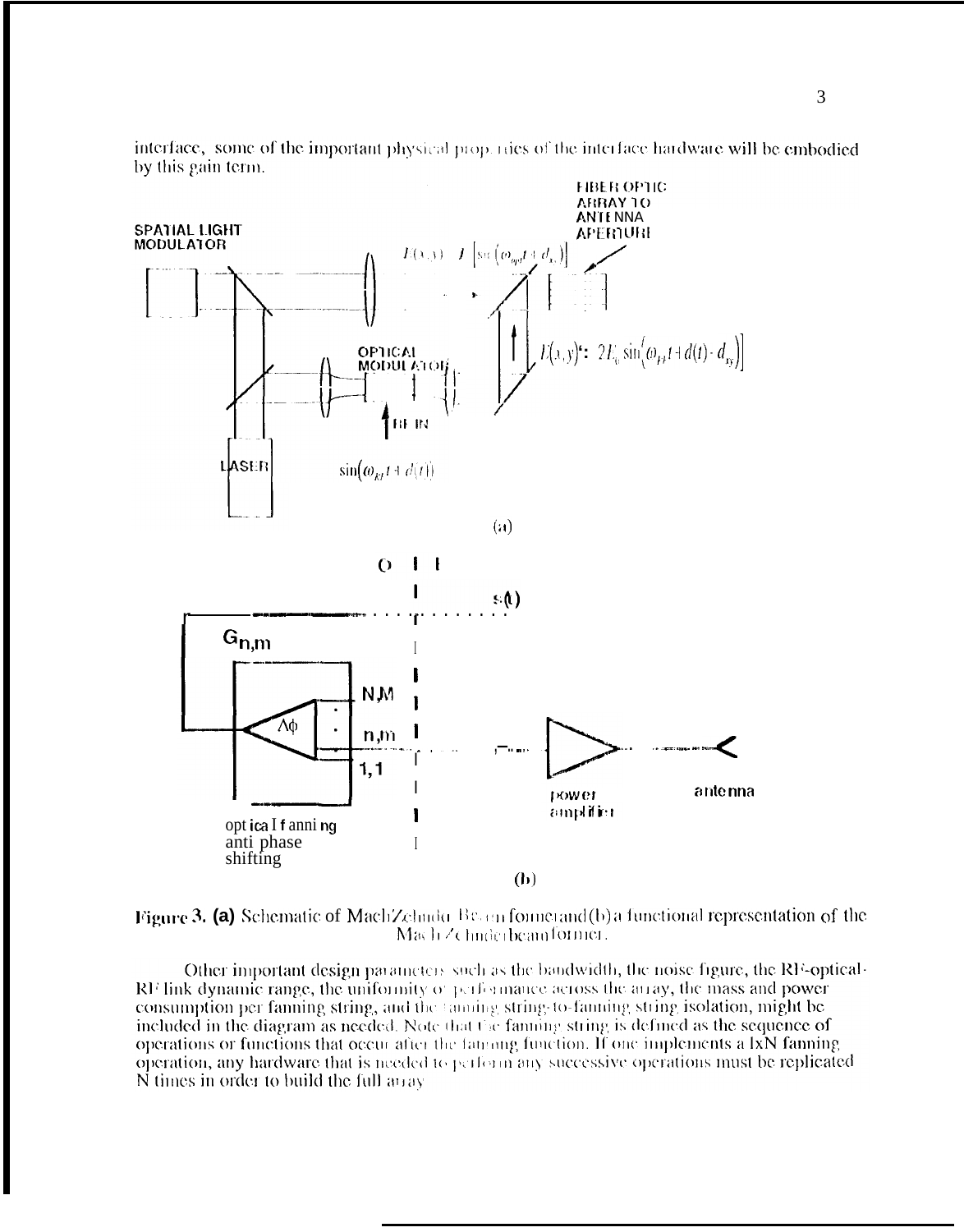interface, some of the important physical properties of the interface hardware will be embodied by this gain term.

Figure 3. **(a)** Schematic of Mach Zehnder Beam former and (b) a functional representation of the Mach Zehnder beam former.

Other important design parameters such as the bandwidth, the noise figure, the RF-optical-RF link dynamic range, the uniformity of performance across the array, the mass and power consumption per fanning string, and the fanning string-to-fanning string isolation, might be included in the diagram as needed. Note that the fanning string is defined as the sequence of operations or functions that occur after the fanning function. If one implements a 1xN fanning operation, any hardware that is needed to perform any successive operations must be replicated N times in order to build the full array.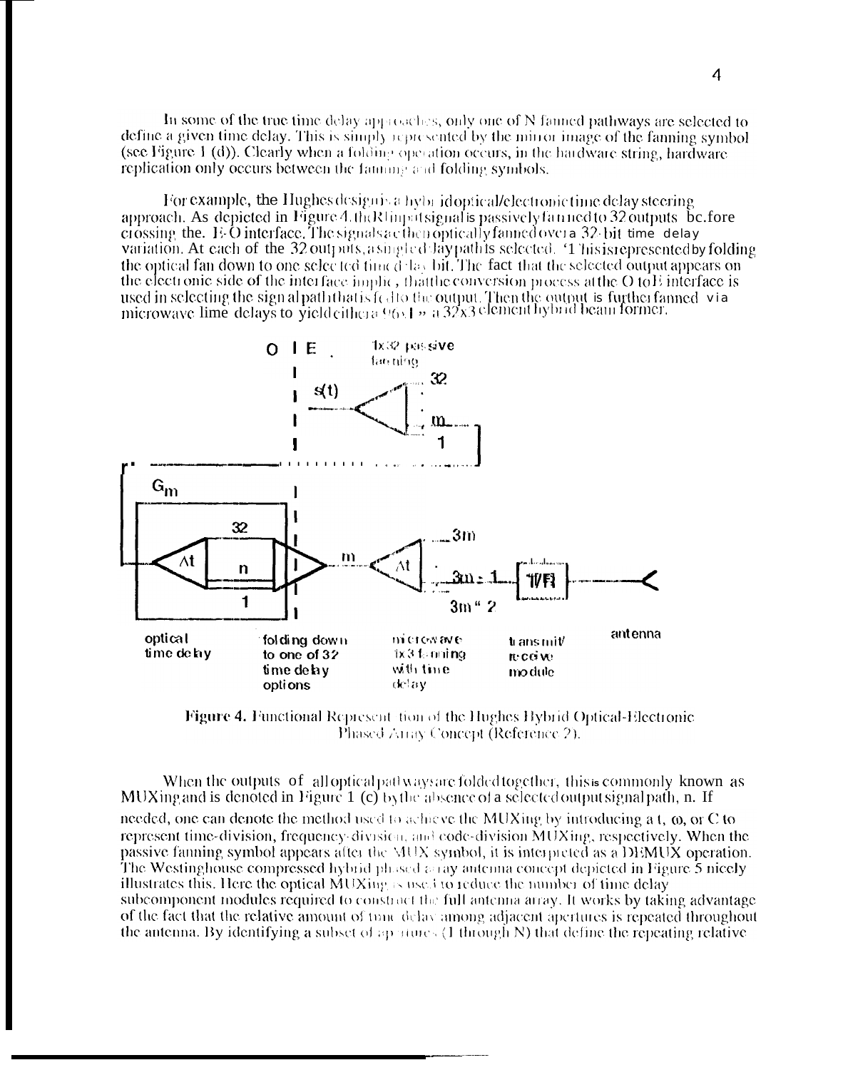In some of the true time delay approaches, only one of N fanned pathways are selected to define a given time delay. This is simply represented by the mirror image of the fanning symbol (see Figure 1 (d)). Clearly when a folding operation occurs, in the hardware string, hardware replication only occurs between the fanning and folding symbols.

For example, the Hughes design is a hybrid optical/electronic time delay steering approach. As depicted in Figure 4, the RF input signal is passively fanned to 32 outputs before crossing the E-O interface. The signals are then optically fanned over a 32-bit time delay variation. At each of the 32 outputs, a single delay path is selected. This is represented by folding the optical fan down to one selected time delay bit. The fact that the selected output appears on the electronic side of the interface implies that the conversion process at the O to E interface is used in selecting the signal path that is fed to the output. Then the output is further fanned via microwave time delays to yield either a 96x1 or a 32x3 element hybrid beam former.

O | E

1x32 passive fanning

s(t)

32

m

1

$G_m$

32

Δt

n

1

m

Δt

3m

3m - 1

3m - 2

T/R

optical time delay

folding down to one of 32 time delay options

microwave 1x3 fanning with time delay

transmit/receive module

antenna

**Figure 4.** Functional Representation of the Hughes Hybrid Optical-Electronic Phased Array Concept (Reference 2).

When the outputs of all optical pathways are folded together, this is commonly known as MUXing and is denoted in Figure 1 (c) by the absence of a selected output signal path, n. If needed, one can denote the method used to achieve the MUXing by introducing a t, ω, or C to represent time-division, frequency-division, and code-division MUXing, respectively. When the passive fanning symbol appears after the MUX symbol, it is interpreted as a DEMUX operation. The Westinghouse compressed hybrid phased array antenna concept depicted in Figure 5 nicely illustrates this. Here the optical MUXing is used to reduce the number of time delay subcomponent modules required to construct the full antenna array. It works by taking advantage of the fact that the relative amount of time delay among adjacent apertures is repeated throughout the antenna. By identifying a subset of apertures (1 through N) that define the repeating relative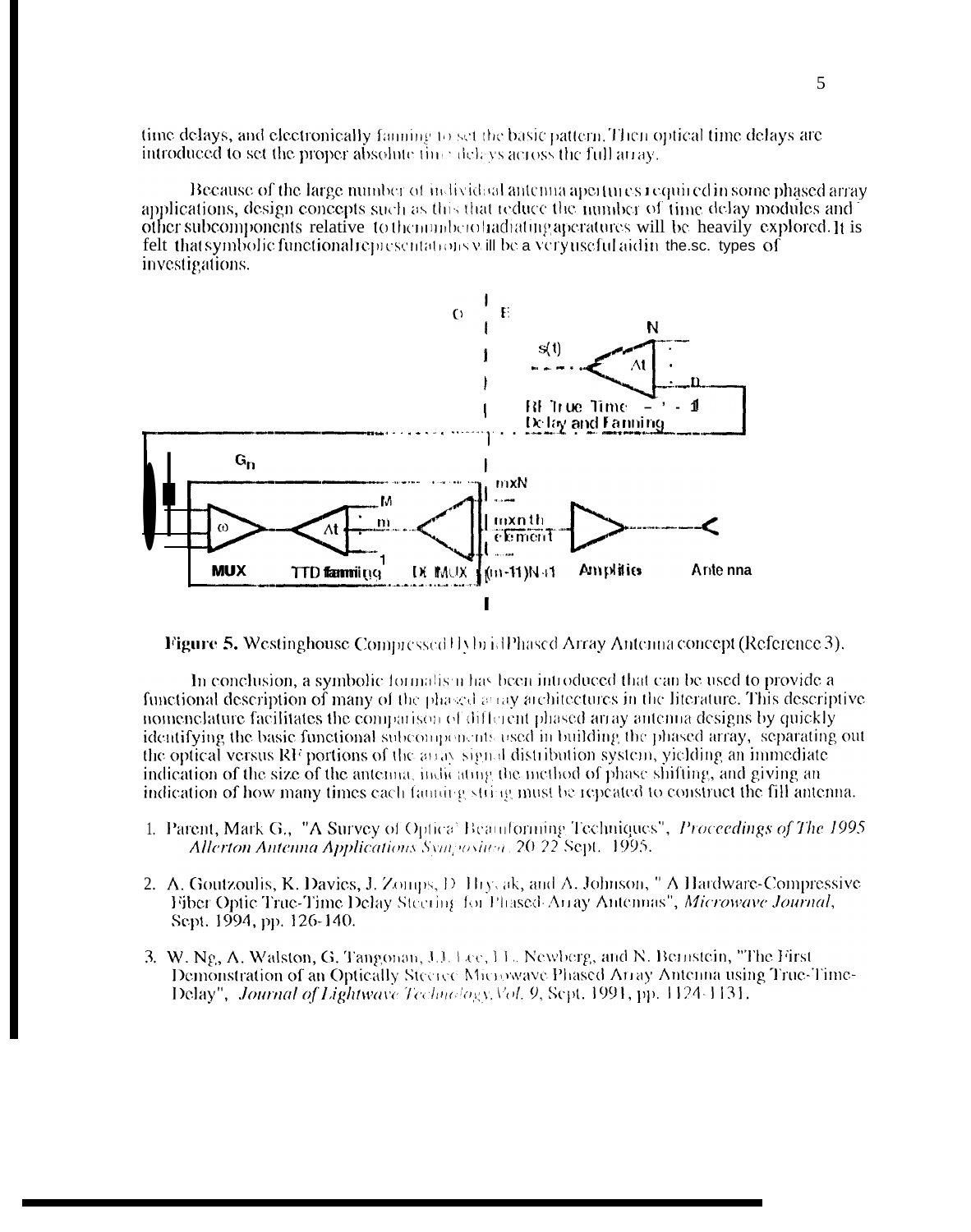time delays, and electronically fanning to set the basic pattern. Then optical time delays are introduced to set the proper absolute time delays across the full array.

Because of the large number of individual antenna apertures required in some phased array applications, design concepts such as this that reduce the number of time delay modules and other subcomponents relative to the number of radiating aperatures will be heavily explored. It is felt that symbolic functional representations will be a very useful aid in these types of investigations.

O
E
N
s(t)
Δt
n
RF True Time
Delay and Fanning
1
$G_n$
mxN
M
ω
Δt
m
mxnth
element
1
MUX
TTD fanning
DEMUX
(m-1)N+1
Amplifiers
Antenna

**Figure 5.** Westinghouse Compressed Hybrid Phased Array Antenna concept (Reference 3).

In conclusion, a symbolic formalism has been introduced that can be used to provide a functional description of many of the phased array architectures in the literature. This descriptive nomenclature facilitates the comparison of different phased array antenna designs by quickly identifying the basic functional subcomponents used in building the phased array, separating out the optical versus RF portions of the array signal distribution system, yielding an immediate indication of the size of the antenna, indicating the method of phase shifting, and giving an indication of how many times each fanning string must be repeated to construct the fill antenna.

1. Parent, Mark G., "A Survey of Optical Beamforming Techniques", *Proceedings of The 1995 Allerton Antenna Applications Symposium*, 20-22 Sept. 1995.

2. A. Goutzoulis, K. Davies, J. Zomps, D. Hrycak, and A. Johnson, " A Hardware-Compressive Fiber Optic True-Time Delay Steering for Phased-Array Antennas", *Microwave Journal*, Sept. 1994, pp. 126-140.

3. W. Ng, A. Walston, G. Tangonan, J.J. Lee, I.L. Newberg, and N. Bernstein, "The First Demonstration of an Optically Steered Microwave Phased Array Antenna using True-Time-Delay", *Journal of Lightwave Technology, Vol. 9*, Sept. 1991, pp. 1124-1131.